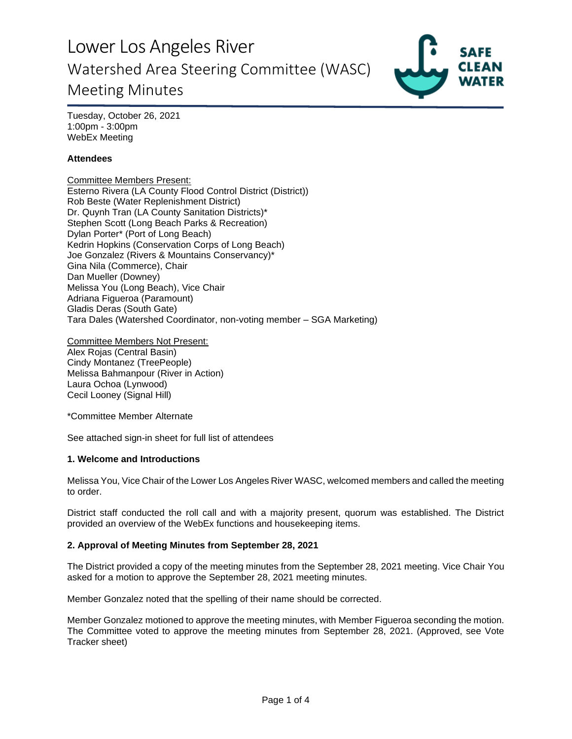# Lower Los Angeles River
## Watershed Area Steering Committee (WASC)
## Meeting Minutes

Tuesday, October 26, 2021
1:00pm - 3:00pm
WebEx Meeting

**Attendees**

Committee Members Present:
Esterno Rivera (LA County Flood Control District (District))
Rob Beste (Water Replenishment District)
Dr. Quynh Tran (LA County Sanitation Districts)*
Stephen Scott (Long Beach Parks & Recreation)
Dylan Porter* (Port of Long Beach)
Kedrin Hopkins (Conservation Corps of Long Beach)
Joe Gonzalez (Rivers & Mountains Conservancy)*
Gina Nila (Commerce), Chair
Dan Mueller (Downey)
Melissa You (Long Beach), Vice Chair
Adriana Figueroa (Paramount)
Gladis Deras (South Gate)
Tara Dales (Watershed Coordinator, non-voting member – SGA Marketing)

Committee Members Not Present:
Alex Rojas (Central Basin)
Cindy Montanez (TreePeople)
Melissa Bahmanpour (River in Action)
Laura Ochoa (Lynwood)
Cecil Looney (Signal Hill)

*Committee Member Alternate

See attached sign-in sheet for full list of attendees

**1. Welcome and Introductions**

Melissa You, Vice Chair of the Lower Los Angeles River WASC, welcomed members and called the meeting to order.

District staff conducted the roll call and with a majority present, quorum was established. The District provided an overview of the WebEx functions and housekeeping items.

**2. Approval of Meeting Minutes from September 28, 2021**

The District provided a copy of the meeting minutes from the September 28, 2021 meeting. Vice Chair You asked for a motion to approve the September 28, 2021 meeting minutes.

Member Gonzalez noted that the spelling of their name should be corrected.

Member Gonzalez motioned to approve the meeting minutes, with Member Figueroa seconding the motion. The Committee voted to approve the meeting minutes from September 28, 2021. (Approved, see Vote Tracker sheet)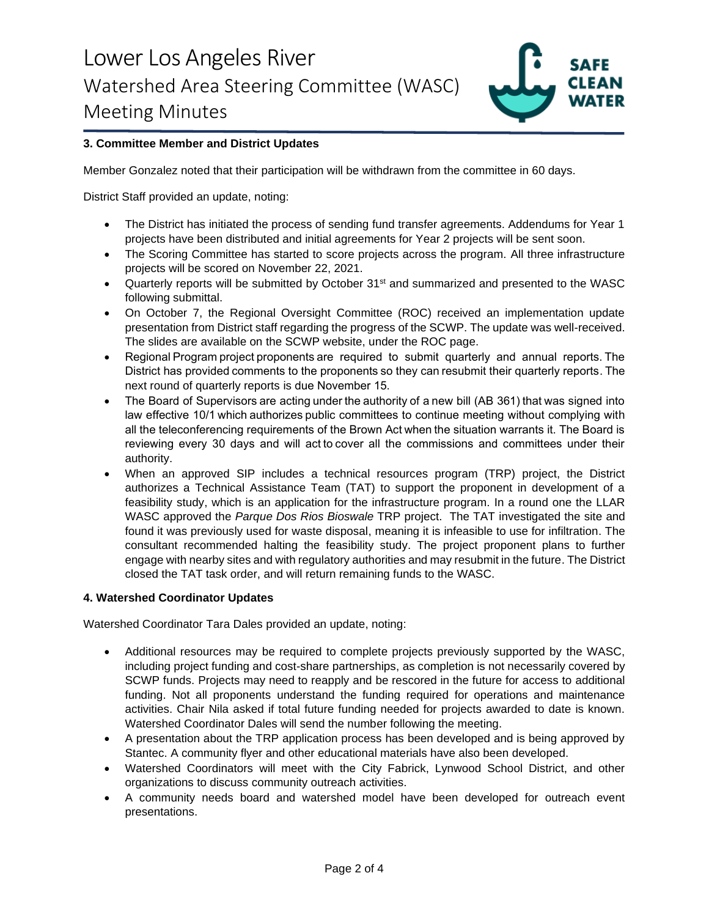### 3. Committee Member and District Updates

Member Gonzalez noted that their participation will be withdrawn from the committee in 60 days.

District Staff provided an update, noting:

- The District has initiated the process of sending fund transfer agreements. Addendums for Year 1 projects have been distributed and initial agreements for Year 2 projects will be sent soon.
- The Scoring Committee has started to score projects across the program. All three infrastructure projects will be scored on November 22, 2021.
- Quarterly reports will be submitted by October 31st and summarized and presented to the WASC following submittal.
- On October 7, the Regional Oversight Committee (ROC) received an implementation update presentation from District staff regarding the progress of the SCWP. The update was well-received. The slides are available on the SCWP website, under the ROC page.
- Regional Program project proponents are required to submit quarterly and annual reports. The District has provided comments to the proponents so they can resubmit their quarterly reports. The next round of quarterly reports is due November 15.
- The Board of Supervisors are acting under the authority of a new bill (AB 361) that was signed into law effective 10/1 which authorizes public committees to continue meeting without complying with all the teleconferencing requirements of the Brown Act when the situation warrants it. The Board is reviewing every 30 days and will act to cover all the commissions and committees under their authority.
- When an approved SIP includes a technical resources program (TRP) project, the District authorizes a Technical Assistance Team (TAT) to support the proponent in development of a feasibility study, which is an application for the infrastructure program. In a round one the LLAR WASC approved the *Parque Dos Rios Bioswale* TRP project. The TAT investigated the site and found it was previously used for waste disposal, meaning it is infeasible to use for infiltration. The consultant recommended halting the feasibility study. The project proponent plans to further engage with nearby sites and with regulatory authorities and may resubmit in the future. The District closed the TAT task order, and will return remaining funds to the WASC.

### 4. Watershed Coordinator Updates

Watershed Coordinator Tara Dales provided an update, noting:

- Additional resources may be required to complete projects previously supported by the WASC, including project funding and cost-share partnerships, as completion is not necessarily covered by SCWP funds. Projects may need to reapply and be rescored in the future for access to additional funding. Not all proponents understand the funding required for operations and maintenance activities. Chair Nila asked if total future funding needed for projects awarded to date is known. Watershed Coordinator Dales will send the number following the meeting.
- A presentation about the TRP application process has been developed and is being approved by Stantec. A community flyer and other educational materials have also been developed.
- Watershed Coordinators will meet with the City Fabrick, Lynwood School District, and other organizations to discuss community outreach activities.
- A community needs board and watershed model have been developed for outreach event presentations.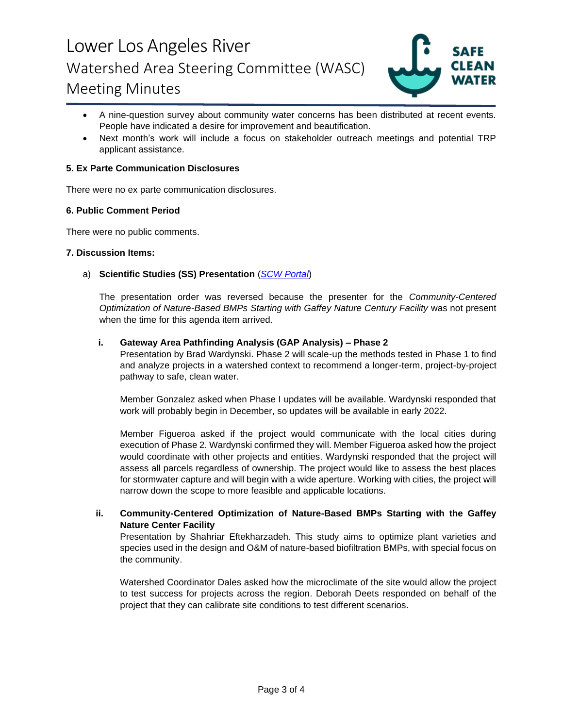- A nine-question survey about community water concerns has been distributed at recent events. People have indicated a desire for improvement and beautification.
- Next month's work will include a focus on stakeholder outreach meetings and potential TRP applicant assistance.

**5. Ex Parte Communication Disclosures**

There were no ex parte communication disclosures.

**6. Public Comment Period**

There were no public comments.

**7. Discussion Items:**

a) **Scientific Studies (SS) Presentation** (*SCW Portal*)

The presentation order was reversed because the presenter for the *Community-Centered Optimization of Nature-Based BMPs Starting with Gaffey Nature Century Facility* was not present when the time for this agenda item arrived.

**i. Gateway Area Pathfinding Analysis (GAP Analysis) – Phase 2**

Presentation by Brad Wardynski. Phase 2 will scale-up the methods tested in Phase 1 to find and analyze projects in a watershed context to recommend a longer-term, project-by-project pathway to safe, clean water.

Member Gonzalez asked when Phase I updates will be available. Wardynski responded that work will probably begin in December, so updates will be available in early 2022.

Member Figueroa asked if the project would communicate with the local cities during execution of Phase 2. Wardynski confirmed they will. Member Figueroa asked how the project would coordinate with other projects and entities. Wardynski responded that the project will assess all parcels regardless of ownership. The project would like to assess the best places for stormwater capture and will begin with a wide aperture. Working with cities, the project will narrow down the scope to more feasible and applicable locations.

**ii. Community-Centered Optimization of Nature-Based BMPs Starting with the Gaffey Nature Center Facility**

Presentation by Shahriar Eftekharzadeh. This study aims to optimize plant varieties and species used in the design and O&M of nature-based biofiltration BMPs, with special focus on the community.

Watershed Coordinator Dales asked how the microclimate of the site would allow the project to test success for projects across the region. Deborah Deets responded on behalf of the project that they can calibrate site conditions to test different scenarios.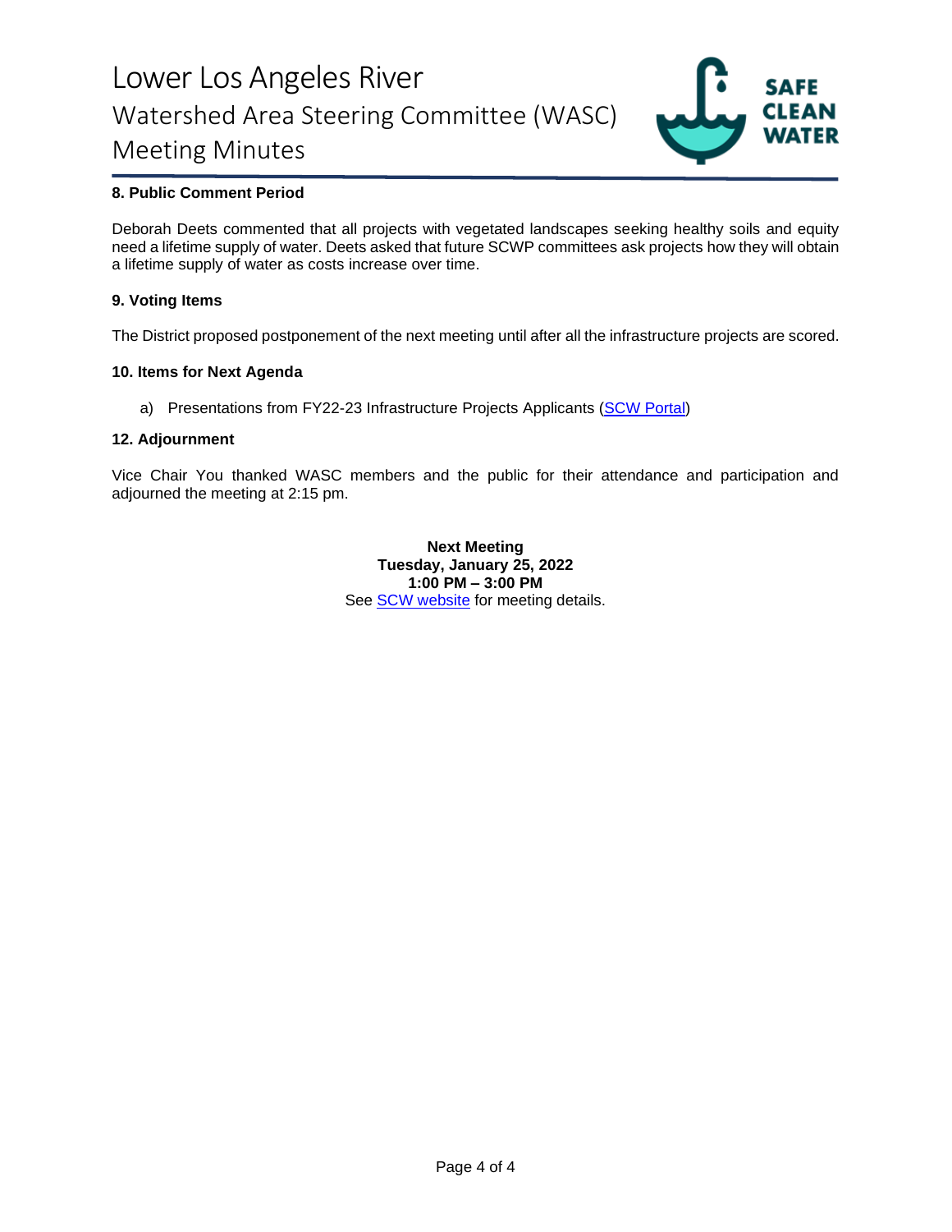#### 8. Public Comment Period

Deborah Deets commented that all projects with vegetated landscapes seeking healthy soils and equity need a lifetime supply of water. Deets asked that future SCWP committees ask projects how they will obtain a lifetime supply of water as costs increase over time.

#### 9. Voting Items

The District proposed postponement of the next meeting until after all the infrastructure projects are scored.

#### 10. Items for Next Agenda

a) Presentations from FY22-23 Infrastructure Projects Applicants (SCW Portal)

#### 12. Adjournment

Vice Chair You thanked WASC members and the public for their attendance and participation and adjourned the meeting at 2:15 pm.

**Next Meeting**
**Tuesday, January 25, 2022**
**1:00 PM – 3:00 PM**
See SCW website for meeting details.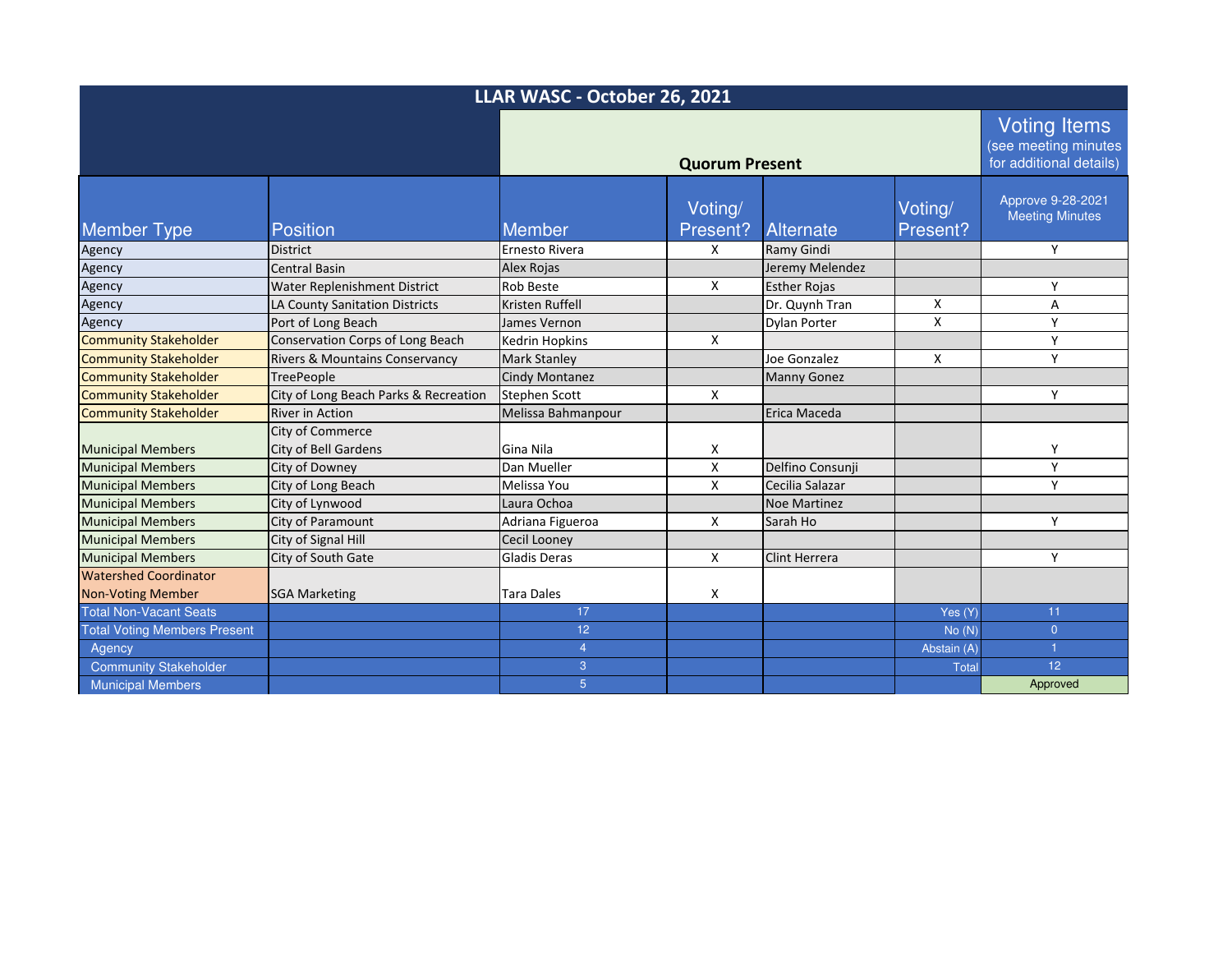# LLAR WASC - October 26, 2021

| Member Type | Position | Member | Voting/ Present? | Alternate | Voting/ Present? | Approve 9-28-2021 Meeting Minutes |
|---|---|---|---|---|---|---|
| | | Quorum Present | | | | Voting Items (see meeting minutes for additional details) |
| Agency | District | Ernesto Rivera | X | Ramy Gindi | | Y |
| Agency | Central Basin | Alex Rojas | | Jeremy Melendez | | |
| Agency | Water Replenishment District | Rob Beste | X | Esther Rojas | | Y |
| Agency | LA County Sanitation Districts | Kristen Ruffell | | Dr. Quynh Tran | X | A |
| Agency | Port of Long Beach | James Vernon | | Dylan Porter | X | Y |
| Community Stakeholder | Conservation Corps of Long Beach | Kedrin Hopkins | X | | | Y |
| Community Stakeholder | Rivers & Mountains Conservancy | Mark Stanley | | Joe Gonzalez | X | Y |
| Community Stakeholder | TreePeople | Cindy Montanez | | Manny Gonez | | |
| Community Stakeholder | City of Long Beach Parks & Recreation | Stephen Scott | X | | | Y |
| Community Stakeholder | River in Action | Melissa Bahmanpour | | Erica Maceda | | |
| Municipal Members | City of Commerce City of Bell Gardens | Gina Nila | X | | | Y |
| Municipal Members | City of Downey | Dan Mueller | X | Delfino Consunji | | Y |
| Municipal Members | City of Long Beach | Melissa You | X | Cecilia Salazar | | Y |
| Municipal Members | City of Lynwood | Laura Ochoa | | Noe Martinez | | |
| Municipal Members | City of Paramount | Adriana Figueroa | X | Sarah Ho | | Y |
| Municipal Members | City of Signal Hill | Cecil Looney | | | | |
| Municipal Members | City of South Gate | Gladis Deras | X | Clint Herrera | | Y |
| Watershed Coordinator Non-Voting Member | SGA Marketing | Tara Dales | X | | | |
| Total Non-Vacant Seats | | 17 | | | Yes (Y) | 11 |
| Total Voting Members Present | | 12 | | | No (N) | 0 |
| Agency | | 4 | | | Abstain (A) | 1 |
| Community Stakeholder | | 3 | | | Total | 12 |
| Municipal Members | | 5 | | | | Approved |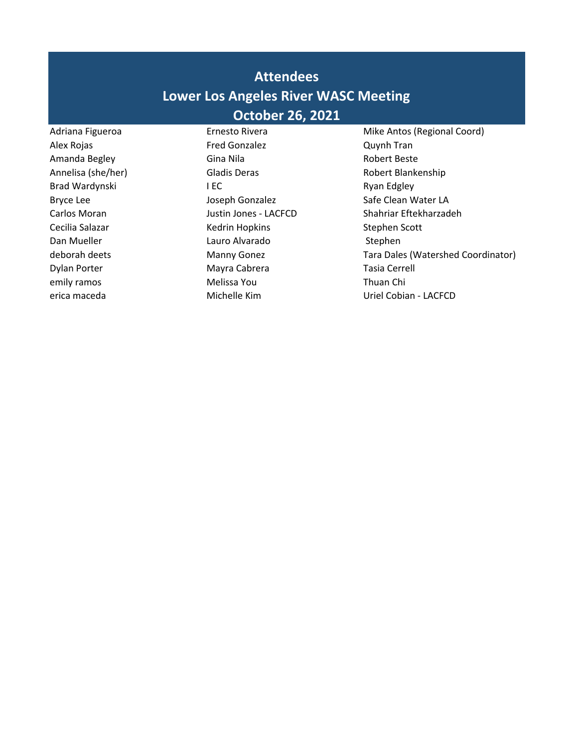# Attendees
# Lower Los Angeles River WASC Meeting
# October 26, 2021

| | | |
|---|---|---|
| Adriana Figueroa | Ernesto Rivera | Mike Antos (Regional Coord) |
| Alex Rojas | Fred Gonzalez | Quynh Tran |
| Amanda Begley | Gina Nila | Robert Beste |
| Annelisa (she/her) | Gladis Deras | Robert Blankenship |
| Brad Wardynski | I EC | Ryan Edgley |
| Bryce Lee | Joseph Gonzalez | Safe Clean Water LA |
| Carlos Moran | Justin Jones - LACFCD | Shahriar Eftekharzadeh |
| Cecilia Salazar | Kedrin Hopkins | Stephen Scott |
| Dan Mueller | Lauro Alvarado | Stephen |
| deborah deets | Manny Gonez | Tara Dales (Watershed Coordinator) |
| Dylan Porter | Mayra Cabrera | Tasia Cerrell |
| emily ramos | Melissa You | Thuan Chi |
| erica maceda | Michelle Kim | Uriel Cobian - LACFCD |